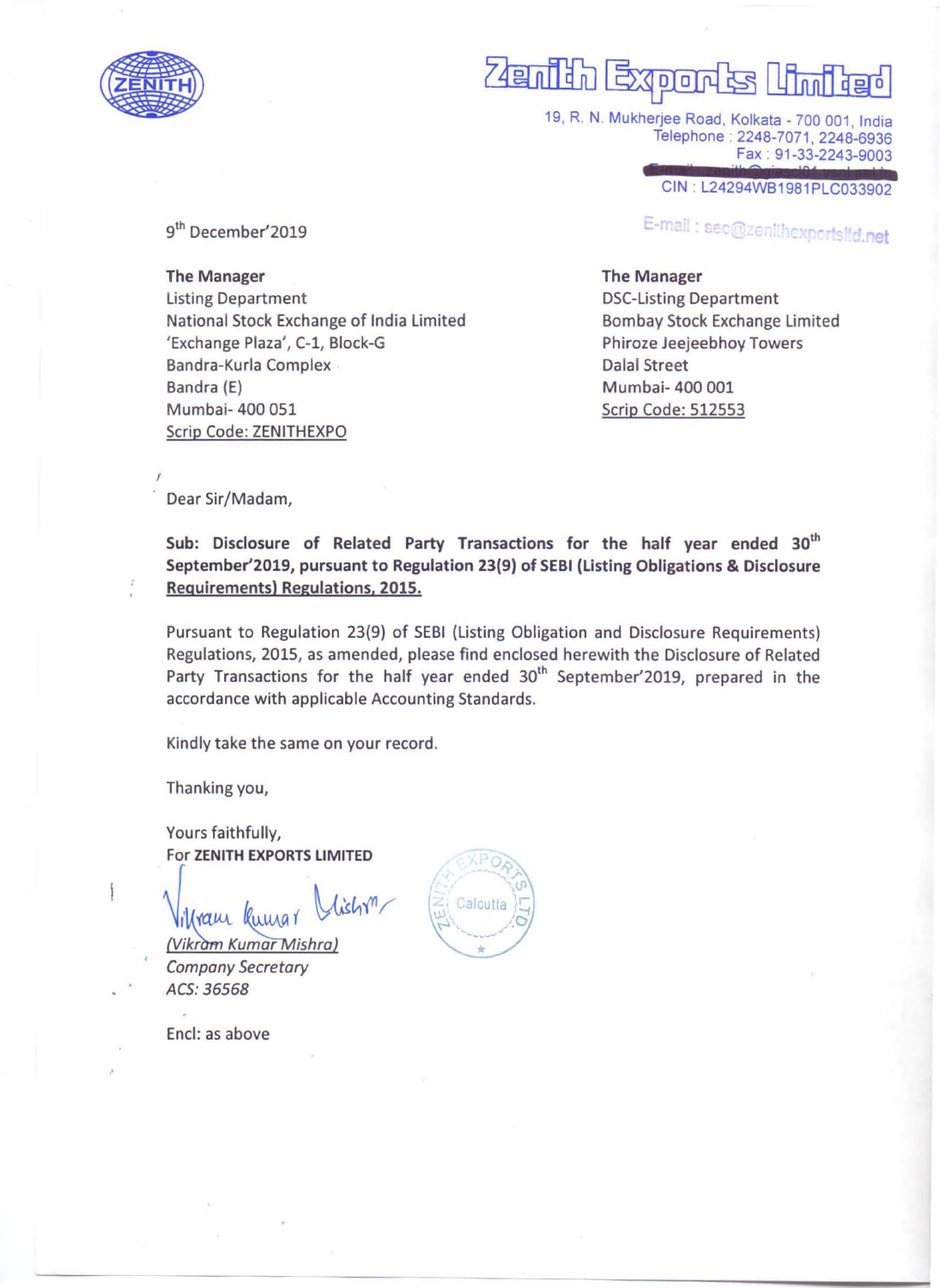# Zenith Exports Limited

19, R. N. Mukherjee Road, Kolkata - 700 001, India
Telephone : 2248-7071, 2248-6936
Fax : 91-33-2243-9003
CIN : L24294WB1981PLC033902
E-mail : sec@zenithexportsltd.net

9th December'2019

**The Manager**
Listing Department
National Stock Exchange of India Limited
'Exchange Plaza', C-1, Block-G
Bandra-Kurla Complex
Bandra (E)
Mumbai- 400 051
Scrip Code: ZENITHEXPO

**The Manager**
DSC-Listing Department
Bombay Stock Exchange Limited
Phiroze Jeejeebhoy Towers
Dalal Street
Mumbai- 400 001
Scrip Code: 512553

Dear Sir/Madam,

**Sub: Disclosure of Related Party Transactions for the half year ended 30th September'2019, pursuant to Regulation 23(9) of SEBI (Listing Obligations & Disclosure Requirements) Regulations, 2015.**

Pursuant to Regulation 23(9) of SEBI (Listing Obligation and Disclosure Requirements) Regulations, 2015, as amended, please find enclosed herewith the Disclosure of Related Party Transactions for the half year ended 30th September'2019, prepared in the accordance with applicable Accounting Standards.

Kindly take the same on your record.

Thanking you,

Yours faithfully,
For **ZENITH EXPORTS LIMITED**

(Vikram Kumar Mishra)
*Company Secretary*
*ACS: 36568*

Encl: as above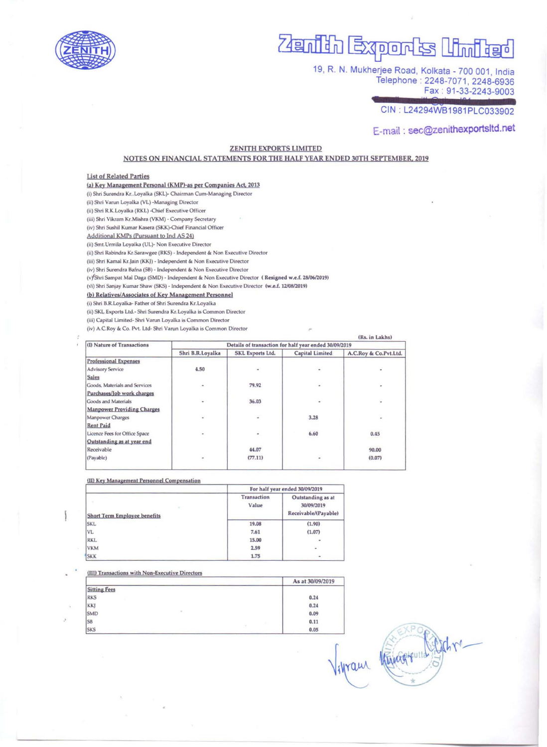# Zenith Exports Limited

19, R. N. Mukherjee Road, Kolkata - 700 001, India
Telephone : 2248-7071, 2248-6936
Fax : 91-33-2243-9003
CIN : L24294WB1981PLC033902

E-mail : sec@zenithexportsltd.net

## ZENITH EXPORTS LIMITED

## NOTES ON FINANCIAL STATEMENTS FOR THE HALF YEAR ENDED 30TH SEPTEMBER, 2019

List of Related Parties

**(a) Key Management Personal (KMP)-as per Companies Act, 2013**

(i) Shri Surendra Kr..Loyalka (SKL)- Chairman Cum-Managing Director
(ii) Shri Varun Loyalka (VL) -Managing Director
(ii) Shri R.K.Loyalka (RKL) -Chief Executive Officer
(iii) Shri Vikram Kr.Mishra (VKM) - Company Secretary
(iv) Shri Sushil Kumar Kasera (SKK)-Chief Financial Officer

Additional KMPs (Pursuant to Ind AS 24)

(ii) Smt.Urmila Loyalka (UL)- Non Executive Director
(ii) Shri Rabindra Kr.Sarawgee (RKS) - Independent & Non Executive Director
(iii) Shri Kamal Kr.Jain (KKJ) - Independent & Non Executive Director
(iv) Shri Surendra Bafna (SB) - Independent & Non Executive Director
(v) Shri Sampat Mal Daga (SMD) - Independent & Non Executive Director **( Resigned w.e.f. 28/06/2019)**
(vi) Shri Sanjay Kumar Shaw (SKS) - Independent & Non Executive Director **(w.e.f. 12/08/2019)**

**(b) Relatives/Associates of Key Management Personnel**

(i) Shri B.R.Loyalka- Father of Shri Surendra Kr.Loyalka
(ii) SKL Exports Ltd.- Shri Surendra Kr.Loyalka is Common Director
(iii) Capital Limited- Shri Varun Loyalka is Common Director
(iv) A.C.Roy & Co. Pvt. Ltd- Shri Varun Loyalka is Common Director

(Rs. in Lakhs)

| (I) Nature of Transactions | Details of transaction for half year ended 30/09/2019 | | | |
|---|---|---|---|---|
| | Shri B.R.Loyalka | SKL Exports Ltd. | Capital Limited | A.C.Roy & Co.Pvt.Ltd. |
| **Professional Expenses** | | | | |
| Advisory Service | 4.50 | - | - | - |
| **Sales** | | | | |
| Goods, Materials and Services | - | 79.92 | - | - |
| **Purchases/Job work charges** | | | | |
| Goods and Materials | - | 36.03 | - | - |
| **Manpower Providing Charges** | | | | |
| Manpower Charges | - | - | 3.28 | - |
| **Rent Paid** | | | | |
| Licence Fees for Office Space | - | - | 6.60 | 0.45 |
| **Outstanding as at year end** | | | | |
| Receivable | | 44.07 | | 90.00 |
| (Payable) | - | (77.11) | - | (0.07) |

**(II) Key Management Personnel Compensation**

| | For half year ended 30/09/2019 | |
|---|---|---|
| **Short Term Employee benefits** | Transaction Value | Outstanding as at 30/09/2019 Receivable/(Payable) |
| SKL | 19.08 | (1.90) |
| VL | 7.61 | (1.07) |
| RKL | 15.00 | - |
| VKM | 2.59 | - |
| SKK | 1.75 | - |

**(III) Transactions with Non-Executive Directors**

| | As at 30/09/2019 |
|---|---|
| **Sitting Fees** | |
| RKS | 0.24 |
| KKJ | 0.24 |
| SMD | 0.09 |
| SB | 0.11 |
| SKS | 0.05 |

Vikram